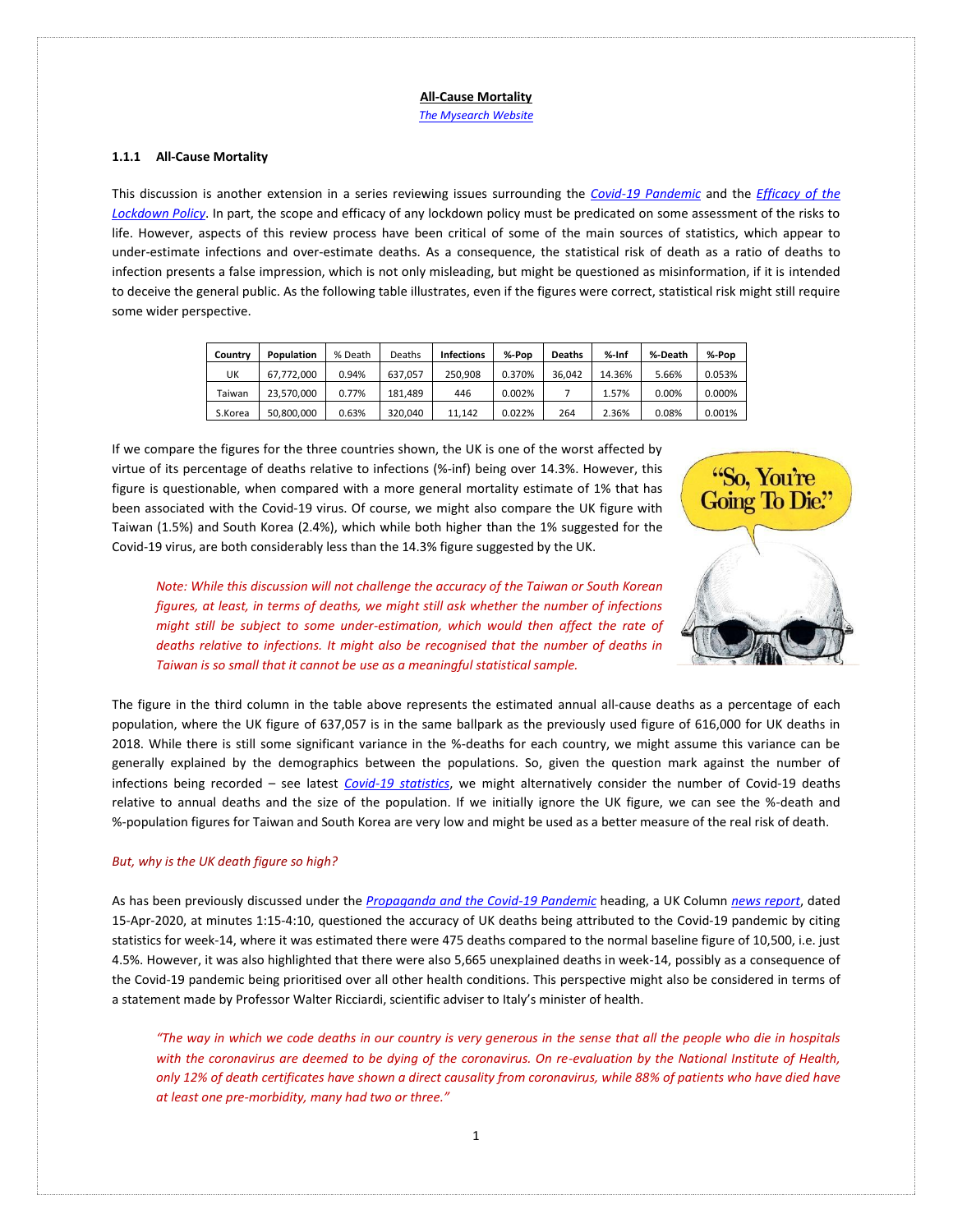**All-Cause Mortality**

*The Mysearch Website*

### 1.1.1 All-Cause Mortality

This discussion is another extension in a series reviewing issues surrounding the *Covid-19 Pandemic* and the *Efficacy of the Lockdown Policy*. In part, the scope and efficacy of any lockdown policy must be predicated on some assessment of the risks to life. However, aspects of this review process have been critical of some of the main sources of statistics, which appear to under-estimate infections and over-estimate deaths. As a consequence, the statistical risk of death as a ratio of deaths to infection presents a false impression, which is not only misleading, but might be questioned as misinformation, if it is intended to deceive the general public. As the following table illustrates, even if the figures were correct, statistical risk might still require some wider perspective.

| Country | Population | % Death | Deaths | Infections | %-Pop | Deaths | %-Inf | %-Death | %-Pop |
|---|---|---|---|---|---|---|---|---|---|
| UK | 67,772,000 | 0.94% | 637,057 | 250,908 | 0.370% | 36,042 | 14.36% | 5.66% | 0.053% |
| Taiwan | 23,570,000 | 0.77% | 181,489 | 446 | 0.002% | 7 | 1.57% | 0.00% | 0.000% |
| S.Korea | 50,800,000 | 0.63% | 320,040 | 11,142 | 0.022% | 264 | 2.36% | 0.08% | 0.001% |

If we compare the figures for the three countries shown, the UK is one of the worst affected by virtue of its percentage of deaths relative to infections (%-inf) being over 14.3%. However, this figure is questionable, when compared with a more general mortality estimate of 1% that has been associated with the Covid-19 virus. Of course, we might also compare the UK figure with Taiwan (1.5%) and South Korea (2.4%), which while both higher than the 1% suggested for the Covid-19 virus, are both considerably less than the 14.3% figure suggested by the UK.

> *Note: While this discussion will not challenge the accuracy of the Taiwan or South Korean figures, at least, in terms of deaths, we might still ask whether the number of infections might still be subject to some under-estimation, which would then affect the rate of deaths relative to infections. It might also be recognised that the number of deaths in Taiwan is so small that it cannot be use as a meaningful statistical sample.*

The figure in the third column in the table above represents the estimated annual all-cause deaths as a percentage of each population, where the UK figure of 637,057 is in the same ballpark as the previously used figure of 616,000 for UK deaths in 2018. While there is still some significant variance in the %-deaths for each country, we might assume this variance can be generally explained by the demographics between the populations. So, given the question mark against the number of infections being recorded – see latest *Covid-19 statistics*, we might alternatively consider the number of Covid-19 deaths relative to annual deaths and the size of the population. If we initially ignore the UK figure, we can see the %-death and %-population figures for Taiwan and South Korea are very low and might be used as a better measure of the real risk of death.

*But, why is the UK death figure so high?*

As has been previously discussed under the *Propaganda and the Covid-19 Pandemic* heading, a UK Column *news report*, dated 15-Apr-2020, at minutes 1:15-4:10, questioned the accuracy of UK deaths being attributed to the Covid-19 pandemic by citing statistics for week-14, where it was estimated there were 475 deaths compared to the normal baseline figure of 10,500, i.e. just 4.5%. However, it was also highlighted that there were also 5,665 unexplained deaths in week-14, possibly as a consequence of the Covid-19 pandemic being prioritised over all other health conditions. This perspective might also be considered in terms of a statement made by Professor Walter Ricciardi, scientific adviser to Italy's minister of health.

> *"The way in which we code deaths in our country is very generous in the sense that all the people who die in hospitals with the coronavirus are deemed to be dying of the coronavirus. On re-evaluation by the National Institute of Health, only 12% of death certificates have shown a direct causality from coronavirus, while 88% of patients who have died have at least one pre-morbidity, many had two or three."*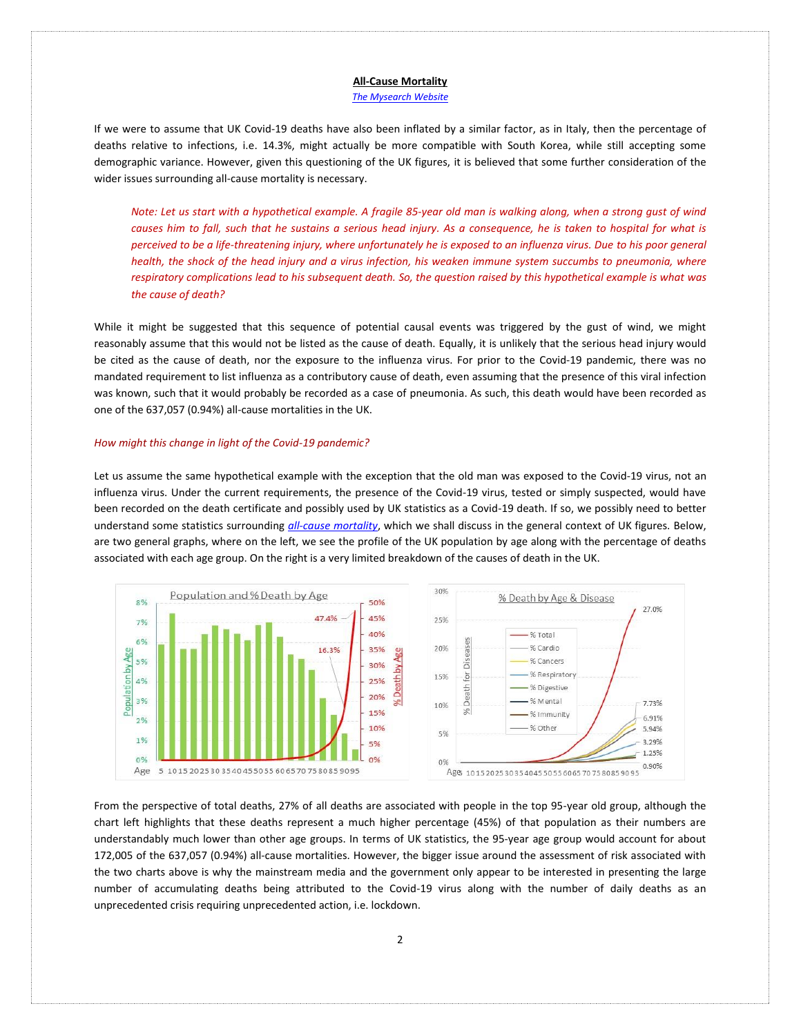**All-Cause Mortality**

*The Mysearch Website*

If we were to assume that UK Covid-19 deaths have also been inflated by a similar factor, as in Italy, then the percentage of deaths relative to infections, i.e. 14.3%, might actually be more compatible with South Korea, while still accepting some demographic variance. However, given this questioning of the UK figures, it is believed that some further consideration of the wider issues surrounding all-cause mortality is necessary.

> *Note: Let us start with a hypothetical example. A fragile 85-year old man is walking along, when a strong gust of wind causes him to fall, such that he sustains a serious head injury. As a consequence, he is taken to hospital for what is perceived to be a life-threatening injury, where unfortunately he is exposed to an influenza virus. Due to his poor general health, the shock of the head injury and a virus infection, his weaken immune system succumbs to pneumonia, where respiratory complications lead to his subsequent death. So, the question raised by this hypothetical example is what was the cause of death?*

While it might be suggested that this sequence of potential causal events was triggered by the gust of wind, we might reasonably assume that this would not be listed as the cause of death. Equally, it is unlikely that the serious head injury would be cited as the cause of death, nor the exposure to the influenza virus. For prior to the Covid-19 pandemic, there was no mandated requirement to list influenza as a contributory cause of death, even assuming that the presence of this viral infection was known, such that it would probably be recorded as a case of pneumonia. As such, this death would have been recorded as one of the 637,057 (0.94%) all-cause mortalities in the UK.

*How might this change in light of the Covid-19 pandemic?*

Let us assume the same hypothetical example with the exception that the old man was exposed to the Covid-19 virus, not an influenza virus. Under the current requirements, the presence of the Covid-19 virus, tested or simply suspected, would have been recorded on the death certificate and possibly used by UK statistics as a Covid-19 death. If so, we possibly need to better understand some statistics surrounding *all-cause mortality*, which we shall discuss in the general context of UK figures. Below, are two general graphs, where on the left, we see the profile of the UK population by age along with the percentage of deaths associated with each age group. On the right is a very limited breakdown of the causes of death in the UK.

From the perspective of total deaths, 27% of all deaths are associated with people in the top 95-year old group, although the chart left highlights that these deaths represent a much higher percentage (45%) of that population as their numbers are understandably much lower than other age groups. In terms of UK statistics, the 95-year age group would account for about 172,005 of the 637,057 (0.94%) all-cause mortalities. However, the bigger issue around the assessment of risk associated with the two charts above is why the mainstream media and the government only appear to be interested in presenting the large number of accumulating deaths being attributed to the Covid-19 virus along with the number of daily deaths as an unprecedented crisis requiring unprecedented action, i.e. lockdown.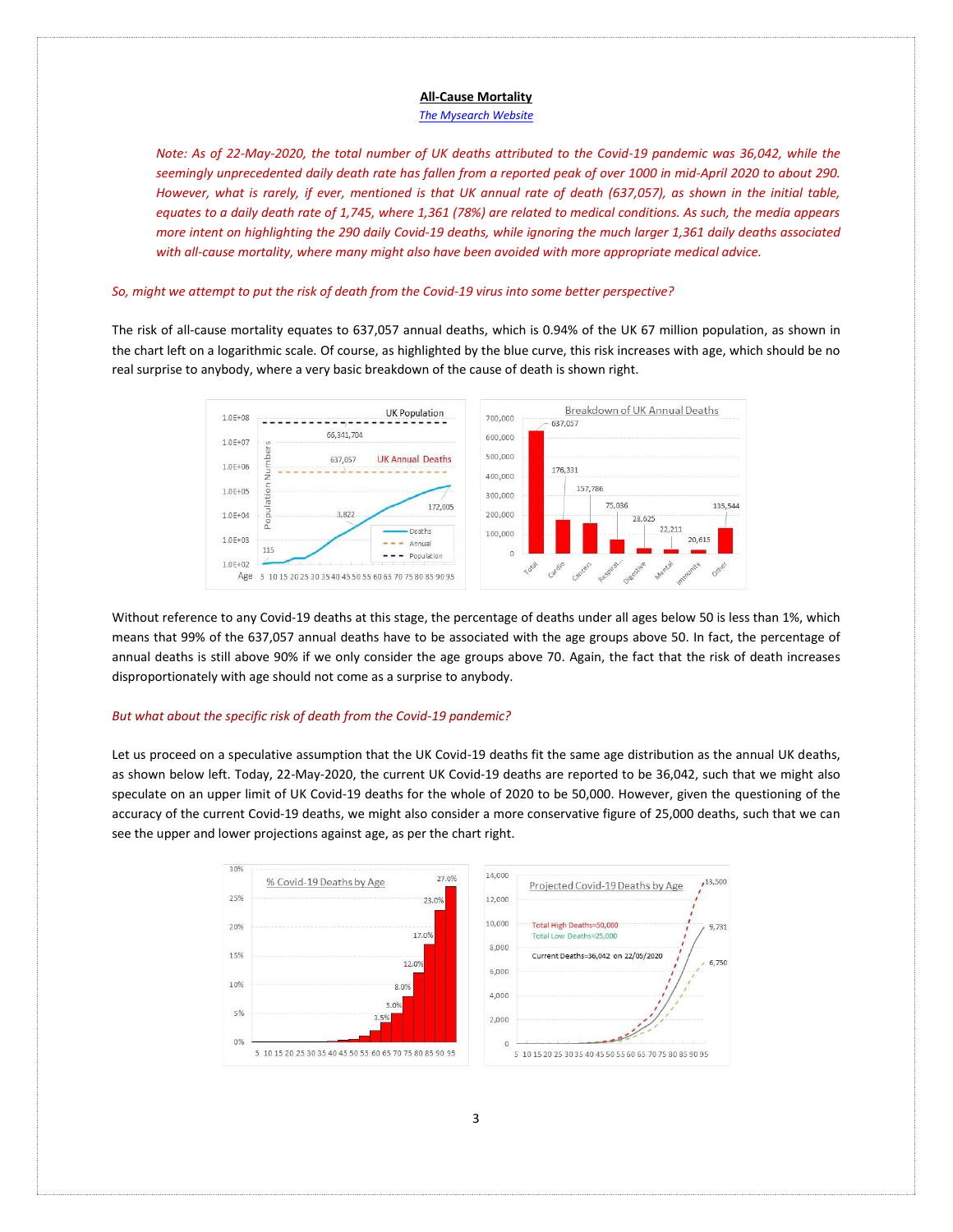**All-Cause Mortality**

*The Mysearch Website*

*Note: As of 22-May-2020, the total number of UK deaths attributed to the Covid-19 pandemic was 36,042, while the seemingly unprecedented daily death rate has fallen from a reported peak of over 1000 in mid-April 2020 to about 290. However, what is rarely, if ever, mentioned is that UK annual rate of death (637,057), as shown in the initial table, equates to a daily death rate of 1,745, where 1,361 (78%) are related to medical conditions. As such, the media appears more intent on highlighting the 290 daily Covid-19 deaths, while ignoring the much larger 1,361 daily deaths associated with all-cause mortality, where many might also have been avoided with more appropriate medical advice.*

*So, might we attempt to put the risk of death from the Covid-19 virus into some better perspective?*

The risk of all-cause mortality equates to 637,057 annual deaths, which is 0.94% of the UK 67 million population, as shown in the chart left on a logarithmic scale. Of course, as highlighted by the blue curve, this risk increases with age, which should be no real surprise to anybody, where a very basic breakdown of the cause of death is shown right.

Without reference to any Covid-19 deaths at this stage, the percentage of deaths under all ages below 50 is less than 1%, which means that 99% of the 637,057 annual deaths have to be associated with the age groups above 50. In fact, the percentage of annual deaths is still above 90% if we only consider the age groups above 70. Again, the fact that the risk of death increases disproportionately with age should not come as a surprise to anybody.

*But what about the specific risk of death from the Covid-19 pandemic?*

Let us proceed on a speculative assumption that the UK Covid-19 deaths fit the same age distribution as the annual UK deaths, as shown below left. Today, 22-May-2020, the current UK Covid-19 deaths are reported to be 36,042, such that we might also speculate on an upper limit of UK Covid-19 deaths for the whole of 2020 to be 50,000. However, given the questioning of the accuracy of the current Covid-19 deaths, we might also consider a more conservative figure of 25,000 deaths, such that we can see the upper and lower projections against age, as per the chart right.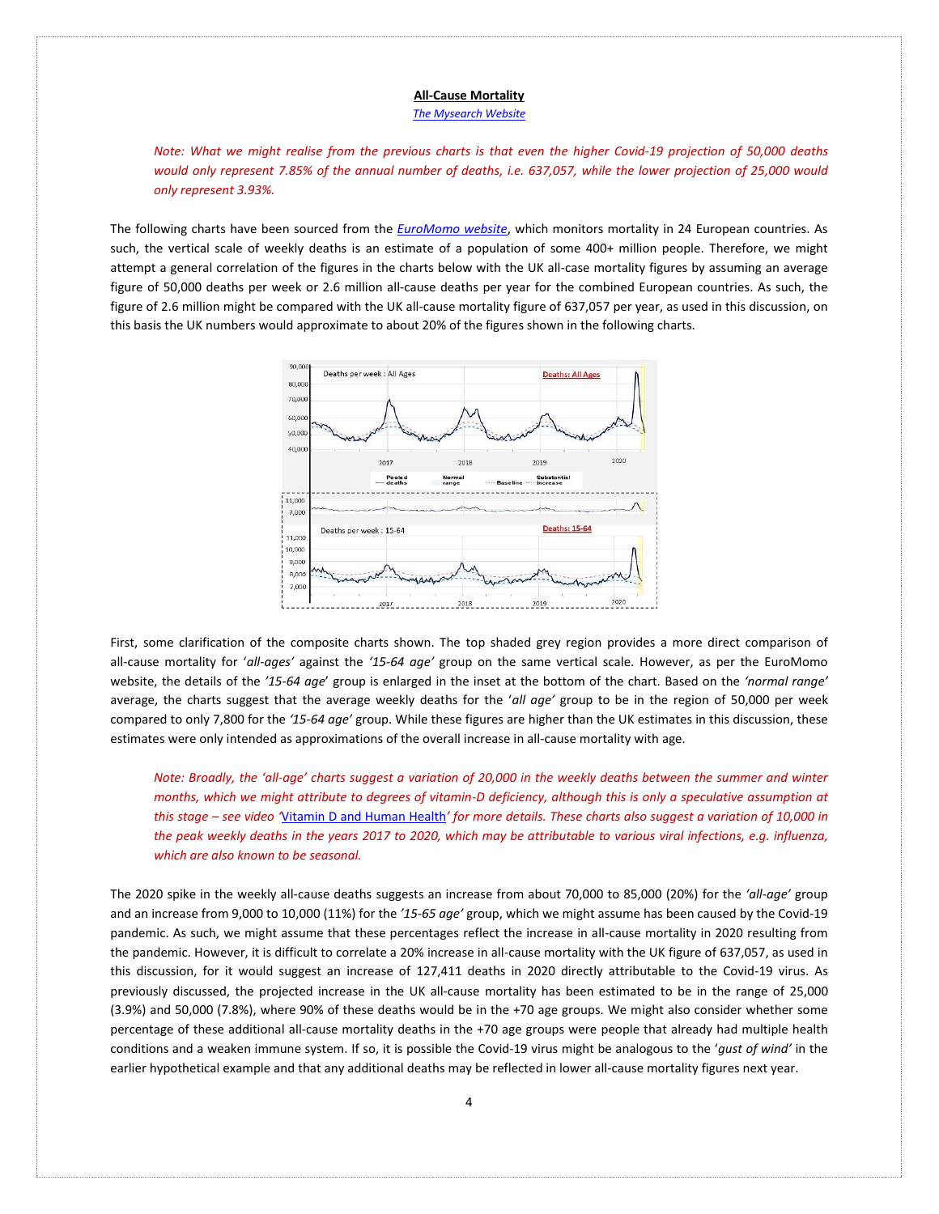**All-Cause Mortality**

[The Mysearch Website](#)

*Note: What we might realise from the previous charts is that even the higher Covid-19 projection of 50,000 deaths would only represent 7.85% of the annual number of deaths, i.e. 637,057, while the lower projection of 25,000 would only represent 3.93%.*

The following charts have been sourced from the [*EuroMomo website*](#), which monitors mortality in 24 European countries. As such, the vertical scale of weekly deaths is an estimate of a population of some 400+ million people. Therefore, we might attempt a general correlation of the figures in the charts below with the UK all-case mortality figures by assuming an average figure of 50,000 deaths per week or 2.6 million all-cause deaths per year for the combined European countries. As such, the figure of 2.6 million might be compared with the UK all-cause mortality figure of 637,057 per year, as used in this discussion, on this basis the UK numbers would approximate to about 20% of the figures shown in the following charts.

First, some clarification of the composite charts shown. The top shaded grey region provides a more direct comparison of all-cause mortality for '*all-ages*' against the *'15-64 age'* group on the same vertical scale. However, as per the EuroMomo website, the details of the *'15-64 age*' group is enlarged in the inset at the bottom of the chart. Based on the *'normal range'* average, the charts suggest that the average weekly deaths for the '*all age'* group to be in the region of 50,000 per week compared to only 7,800 for the *'15-64 age'* group. While these figures are higher than the UK estimates in this discussion, these estimates were only intended as approximations of the overall increase in all-cause mortality with age.

*Note: Broadly, the 'all-age' charts suggest a variation of 20,000 in the weekly deaths between the summer and winter months, which we might attribute to degrees of vitamin-D deficiency, although this is only a speculative assumption at this stage – see video '*[Vitamin D and Human Health](#)*' for more details. These charts also suggest a variation of 10,000 in the peak weekly deaths in the years 2017 to 2020, which may be attributable to various viral infections, e.g. influenza, which are also known to be seasonal.*

The 2020 spike in the weekly all-cause deaths suggests an increase from about 70,000 to 85,000 (20%) for the *'all-age'* group and an increase from 9,000 to 10,000 (11%) for the *'15-65 age'* group, which we might assume has been caused by the Covid-19 pandemic. As such, we might assume that these percentages reflect the increase in all-cause mortality in 2020 resulting from the pandemic. However, it is difficult to correlate a 20% increase in all-cause mortality with the UK figure of 637,057, as used in this discussion, for it would suggest an increase of 127,411 deaths in 2020 directly attributable to the Covid-19 virus. As previously discussed, the projected increase in the UK all-cause mortality has been estimated to be in the range of 25,000 (3.9%) and 50,000 (7.8%), where 90% of these deaths would be in the +70 age groups. We might also consider whether some percentage of these additional all-cause mortality deaths in the +70 age groups were people that already had multiple health conditions and a weaken immune system. If so, it is possible the Covid-19 virus might be analogous to the '*gust of wind*' in the earlier hypothetical example and that any additional deaths may be reflected in lower all-cause mortality figures next year.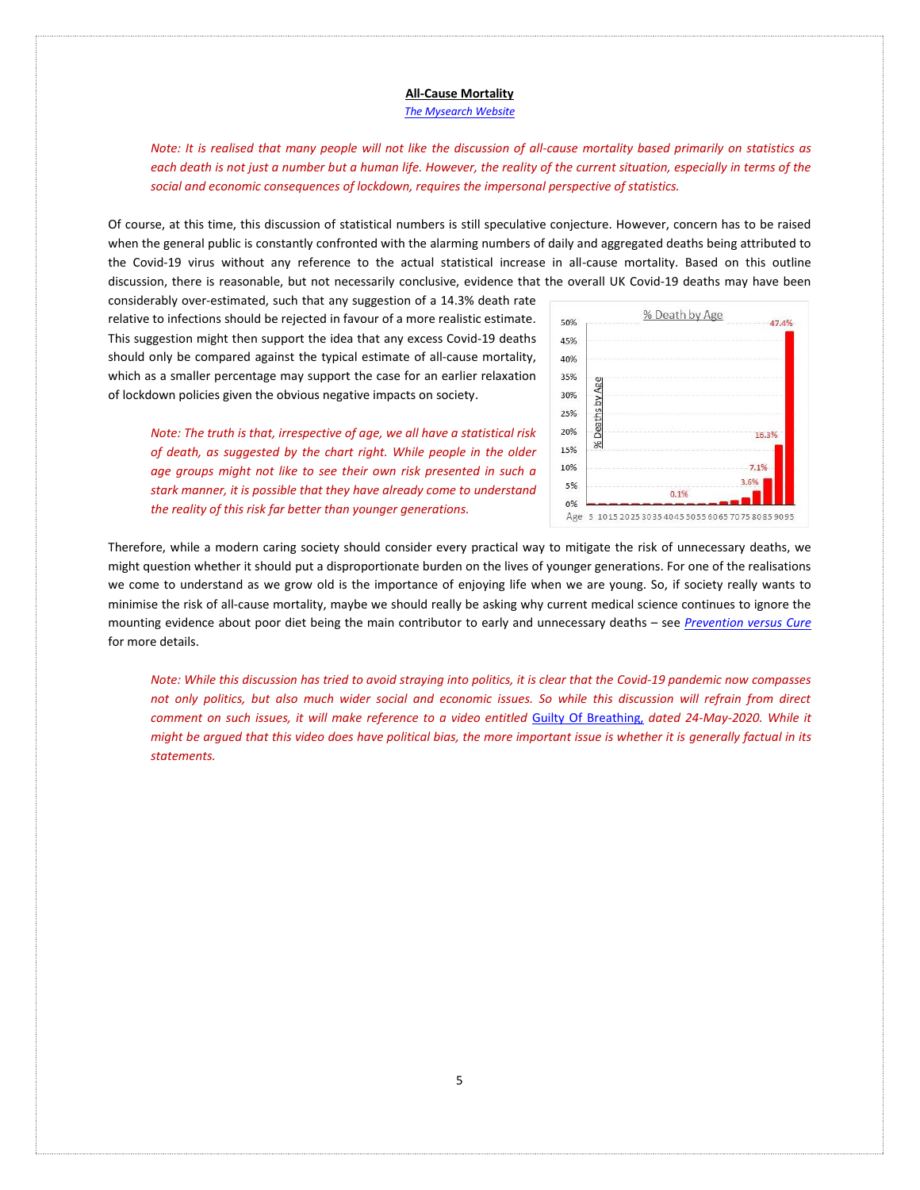**All-Cause Mortality**

*The Mysearch Website*

*Note: It is realised that many people will not like the discussion of all-cause mortality based primarily on statistics as each death is not just a number but a human life. However, the reality of the current situation, especially in terms of the social and economic consequences of lockdown, requires the impersonal perspective of statistics.*

Of course, at this time, this discussion of statistical numbers is still speculative conjecture. However, concern has to be raised when the general public is constantly confronted with the alarming numbers of daily and aggregated deaths being attributed to the Covid-19 virus without any reference to the actual statistical increase in all-cause mortality. Based on this outline discussion, there is reasonable, but not necessarily conclusive, evidence that the overall UK Covid-19 deaths may have been considerably over-estimated, such that any suggestion of a 14.3% death rate relative to infections should be rejected in favour of a more realistic estimate. This suggestion might then support the idea that any excess Covid-19 deaths should only be compared against the typical estimate of all-cause mortality, which as a smaller percentage may support the case for an earlier relaxation of lockdown policies given the obvious negative impacts on society.

*Note: The truth is that, irrespective of age, we all have a statistical risk of death, as suggested by the chart right. While people in the older age groups might not like to see their own risk presented in such a stark manner, it is possible that they have already come to understand the reality of this risk far better than younger generations.*

% Death by Age

% Deaths by Age

50%
45%
40%
35%
30%
25%
20%
15%
10%
5%
0%

Age 5 10 15 20 25 30 35 40 45 50 55 60 65 70 75 80 85 90 95

0.1%
3.6%
7.1%
16.3%
47.4%

Therefore, while a modern caring society should consider every practical way to mitigate the risk of unnecessary deaths, we might question whether it should put a disproportionate burden on the lives of younger generations. For one of the realisations we come to understand as we grow old is the importance of enjoying life when we are young. So, if society really wants to minimise the risk of all-cause mortality, maybe we should really be asking why current medical science continues to ignore the mounting evidence about poor diet being the main contributor to early and unnecessary deaths – see *Prevention versus Cure* for more details.

*Note: While this discussion has tried to avoid straying into politics, it is clear that the Covid-19 pandemic now compasses not only politics, but also much wider social and economic issues. So while this discussion will refrain from direct comment on such issues, it will make reference to a video entitled* Guilty Of Breathing, *dated 24-May-2020. While it might be argued that this video does have political bias, the more important issue is whether it is generally factual in its statements.*